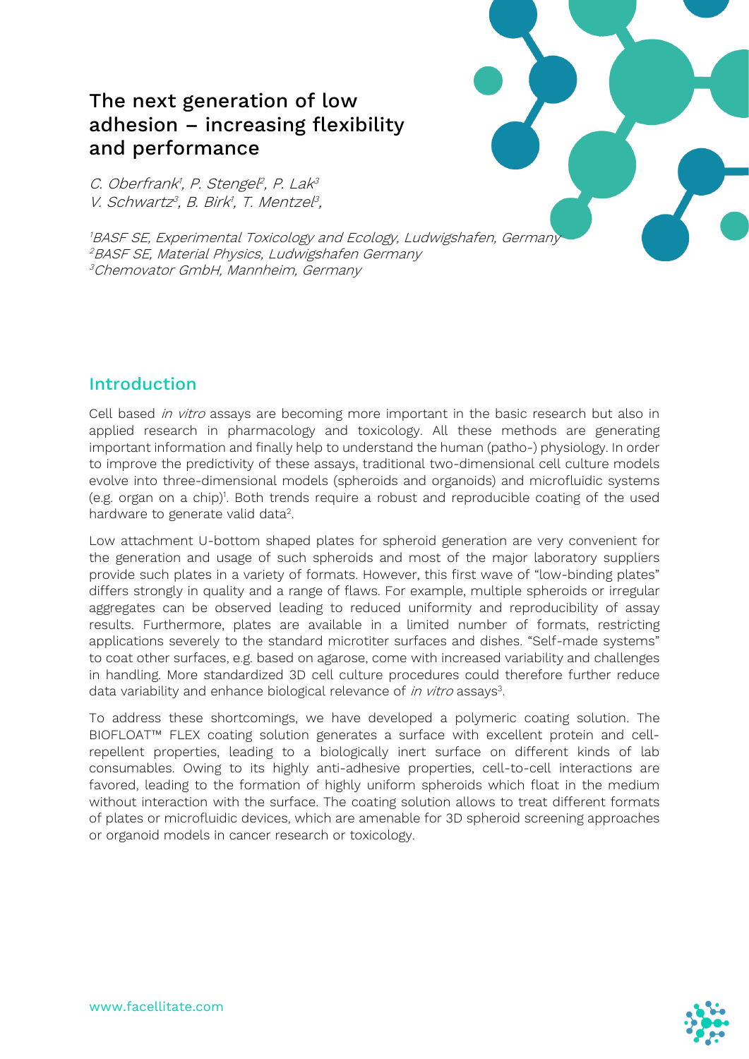# The next generation of low adhesion – increasing flexibility and performance

*C. Oberfrank[1], P. Stengel[2], P. Lak[3]*
*V. Schwartz[3], B. Birk[1], T. Mentzel[3],*

*[1]BASF SE, Experimental Toxicology and Ecology, Ludwigshafen, Germany*
*[2]BASF SE, Material Physics, Ludwigshafen Germany*
*[3]Chemovator GmbH, Mannheim, Germany*

## Introduction

Cell based *in vitro* assays are becoming more important in the basic research but also in applied research in pharmacology and toxicology. All these methods are generating important information and finally help to understand the human (patho-) physiology. In order to improve the predictivity of these assays, traditional two-dimensional cell culture models evolve into three-dimensional models (spheroids and organoids) and microfluidic systems (e.g. organ on a chip)[1]. Both trends require a robust and reproducible coating of the used hardware to generate valid data[2].

Low attachment U-bottom shaped plates for spheroid generation are very convenient for the generation and usage of such spheroids and most of the major laboratory suppliers provide such plates in a variety of formats. However, this first wave of "low-binding plates" differs strongly in quality and a range of flaws. For example, multiple spheroids or irregular aggregates can be observed leading to reduced uniformity and reproducibility of assay results. Furthermore, plates are available in a limited number of formats, restricting applications severely to the standard microtiter surfaces and dishes. "Self-made systems" to coat other surfaces, e.g. based on agarose, come with increased variability and challenges in handling. More standardized 3D cell culture procedures could therefore further reduce data variability and enhance biological relevance of *in vitro* assays[3].

To address these shortcomings, we have developed a polymeric coating solution. The BIOFLOAT™ FLEX coating solution generates a surface with excellent protein and cell-repellent properties, leading to a biologically inert surface on different kinds of lab consumables. Owing to its highly anti-adhesive properties, cell-to-cell interactions are favored, leading to the formation of highly uniform spheroids which float in the medium without interaction with the surface. The coating solution allows to treat different formats of plates or microfluidic devices, which are amenable for 3D spheroid screening approaches or organoid models in cancer research or toxicology.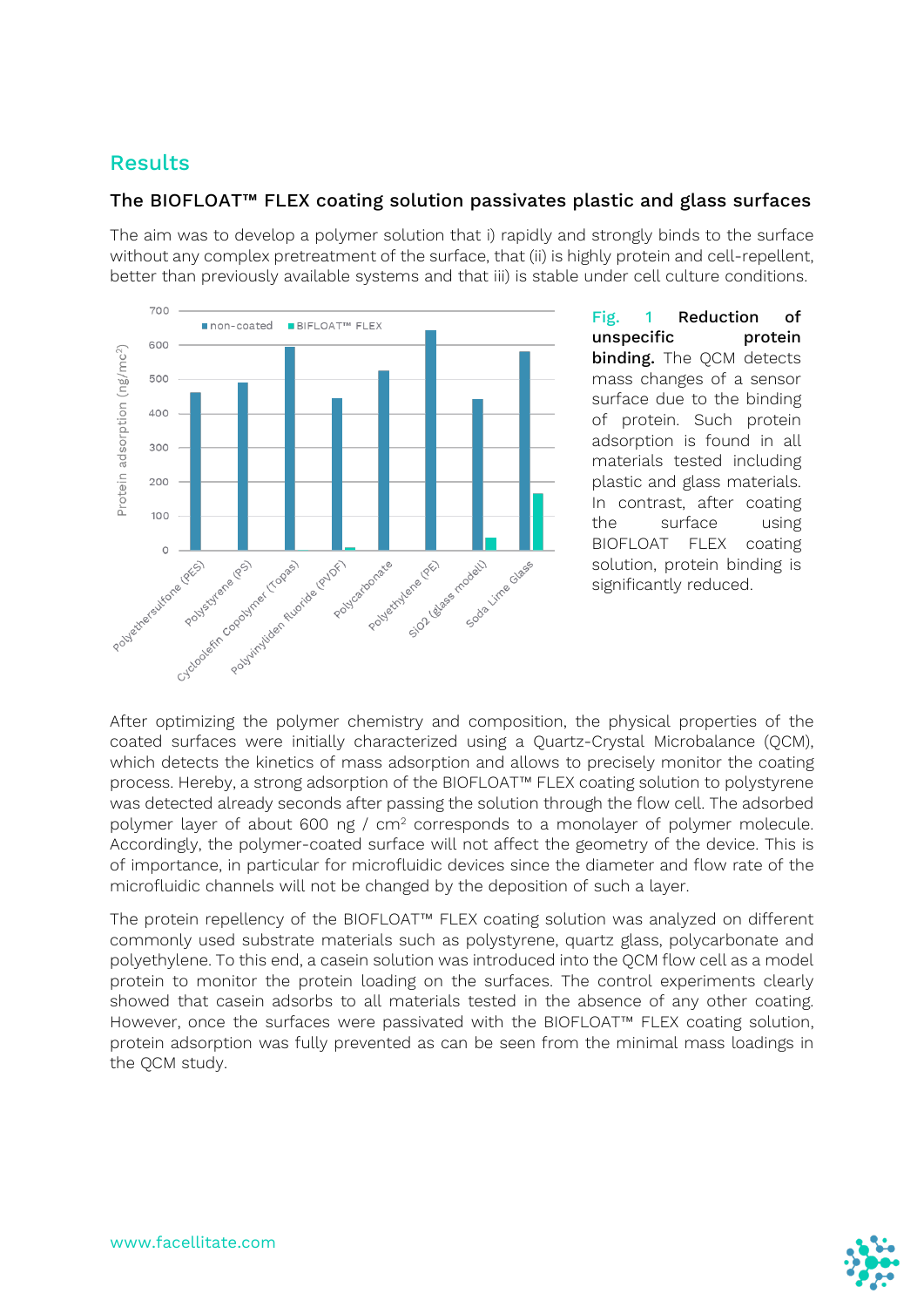## Results

### The BIOFLOAT™ FLEX coating solution passivates plastic and glass surfaces

The aim was to develop a polymer solution that i) rapidly and strongly binds to the surface without any complex pretreatment of the surface, that (ii) is highly protein and cell-repellent, better than previously available systems and that iii) is stable under cell culture conditions.

700
600
500
400
300
200
100
0

Protein adsorption (ng/mc²)

non-coated
BIFLOAT™ FLEX

Polyethersulfone (PES)
Polystyrene (PS)
Cycloolefin Copolymer (Topas)
Polyvinyliden fluoride (PVDF)
Polycarbonate
Polyethylene (PE)
SiO2 (glass modell)
Soda Lime Glass

**Fig. 1 Reduction of unspecific protein binding.** The QCM detects mass changes of a sensor surface due to the binding of protein. Such protein adsorption is found in all materials tested including plastic and glass materials. In contrast, after coating the surface using BIOFLOAT FLEX coating solution, protein binding is significantly reduced.

After optimizing the polymer chemistry and composition, the physical properties of the coated surfaces were initially characterized using a Quartz-Crystal Microbalance (QCM), which detects the kinetics of mass adsorption and allows to precisely monitor the coating process. Hereby, a strong adsorption of the BIOFLOAT™ FLEX coating solution to polystyrene was detected already seconds after passing the solution through the flow cell. The adsorbed polymer layer of about 600 ng / $cm^2$ corresponds to a monolayer of polymer molecule. Accordingly, the polymer-coated surface will not affect the geometry of the device. This is of importance, in particular for microfluidic devices since the diameter and flow rate of the microfluidic channels will not be changed by the deposition of such a layer.

The protein repellency of the BIOFLOAT™ FLEX coating solution was analyzed on different commonly used substrate materials such as polystyrene, quartz glass, polycarbonate and polyethylene. To this end, a casein solution was introduced into the QCM flow cell as a model protein to monitor the protein loading on the surfaces. The control experiments clearly showed that casein adsorbs to all materials tested in the absence of any other coating. However, once the surfaces were passivated with the BIOFLOAT™ FLEX coating solution, protein adsorption was fully prevented as can be seen from the minimal mass loadings in the QCM study.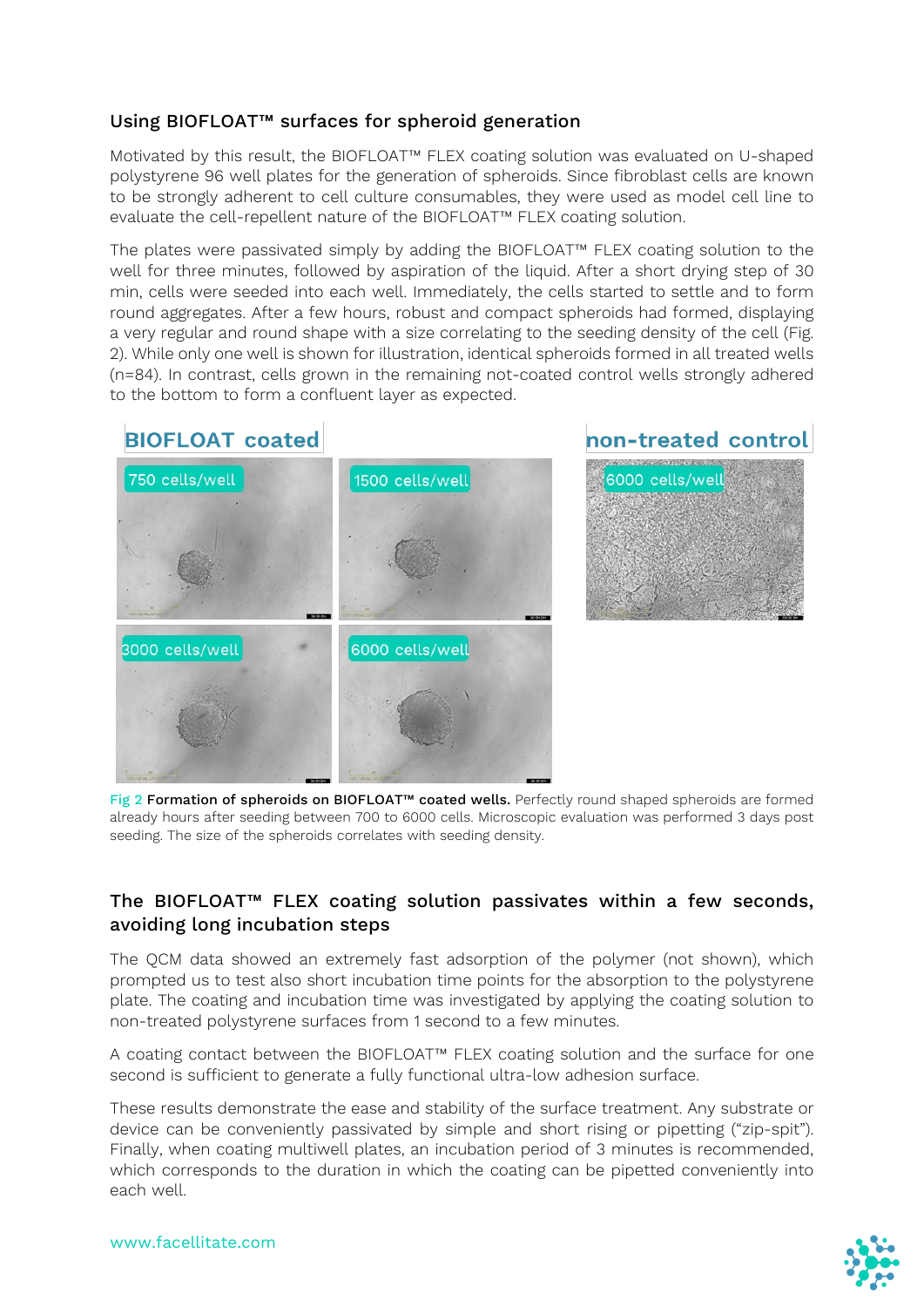## Using BIOFLOAT™ surfaces for spheroid generation

Motivated by this result, the BIOFLOAT™ FLEX coating solution was evaluated on U-shaped polystyrene 96 well plates for the generation of spheroids. Since fibroblast cells are known to be strongly adherent to cell culture consumables, they were used as model cell line to evaluate the cell-repellent nature of the BIOFLOAT™ FLEX coating solution.

The plates were passivated simply by adding the BIOFLOAT™ FLEX coating solution to the well for three minutes, followed by aspiration of the liquid. After a short drying step of 30 min, cells were seeded into each well. Immediately, the cells started to settle and to form round aggregates. After a few hours, robust and compact spheroids had formed, displaying a very regular and round shape with a size correlating to the seeding density of the cell (Fig. 2). While only one well is shown for illustration, identical spheroids formed in all treated wells (n=84). In contrast, cells grown in the remaining not-coated control wells strongly adhered to the bottom to form a confluent layer as expected.

BIOFLOAT coated

750 cells/well

1500 cells/well

3000 cells/well

6000 cells/well

non-treated control

6000 cells/well

Fig 2 **Formation of spheroids on BIOFLOAT™ coated wells.** Perfectly round shaped spheroids are formed already hours after seeding between 700 to 6000 cells. Microscopic evaluation was performed 3 days post seeding. The size of the spheroids correlates with seeding density.

## The BIOFLOAT™ FLEX coating solution passivates within a few seconds, avoiding long incubation steps

The QCM data showed an extremely fast adsorption of the polymer (not shown), which prompted us to test also short incubation time points for the absorption to the polystyrene plate. The coating and incubation time was investigated by applying the coating solution to non-treated polystyrene surfaces from 1 second to a few minutes.

A coating contact between the BIOFLOAT™ FLEX coating solution and the surface for one second is sufficient to generate a fully functional ultra-low adhesion surface.

These results demonstrate the ease and stability of the surface treatment. Any substrate or device can be conveniently passivated by simple and short rising or pipetting ("zip-spit"). Finally, when coating multiwell plates, an incubation period of 3 minutes is recommended, which corresponds to the duration in which the coating can be pipetted conveniently into each well.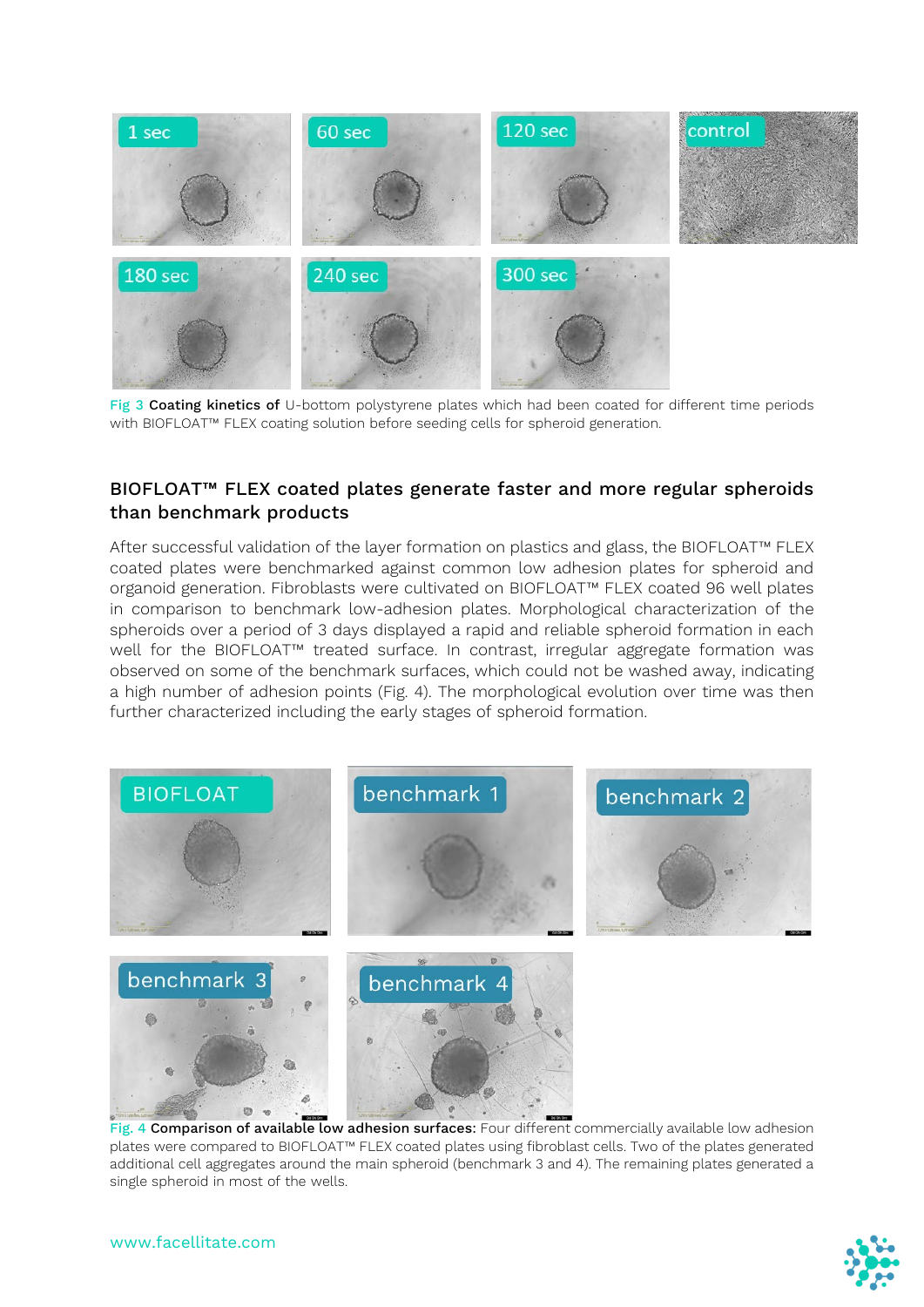1 sec

60 sec

120 sec

control

180 sec

240 sec

300 sec

Fig 3 **Coating kinetics of** U-bottom polystyrene plates which had been coated for different time periods with BIOFLOAT™ FLEX coating solution before seeding cells for spheroid generation.

## BIOFLOAT™ FLEX coated plates generate faster and more regular spheroids than benchmark products

After successful validation of the layer formation on plastics and glass, the BIOFLOAT™ FLEX coated plates were benchmarked against common low adhesion plates for spheroid and organoid generation. Fibroblasts were cultivated on BIOFLOAT™ FLEX coated 96 well plates in comparison to benchmark low-adhesion plates. Morphological characterization of the spheroids over a period of 3 days displayed a rapid and reliable spheroid formation in each well for the BIOFLOAT™ treated surface. In contrast, irregular aggregate formation was observed on some of the benchmark surfaces, which could not be washed away, indicating a high number of adhesion points (Fig. 4). The morphological evolution over time was then further characterized including the early stages of spheroid formation.

BIOFLOAT

benchmark 1

benchmark 2

benchmark 3

benchmark 4

Fig. 4 **Comparison of available low adhesion surfaces:** Four different commercially available low adhesion plates were compared to BIOFLOAT™ FLEX coated plates using fibroblast cells. Two of the plates generated additional cell aggregates around the main spheroid (benchmark 3 and 4). The remaining plates generated a single spheroid in most of the wells.

www.facellitate.com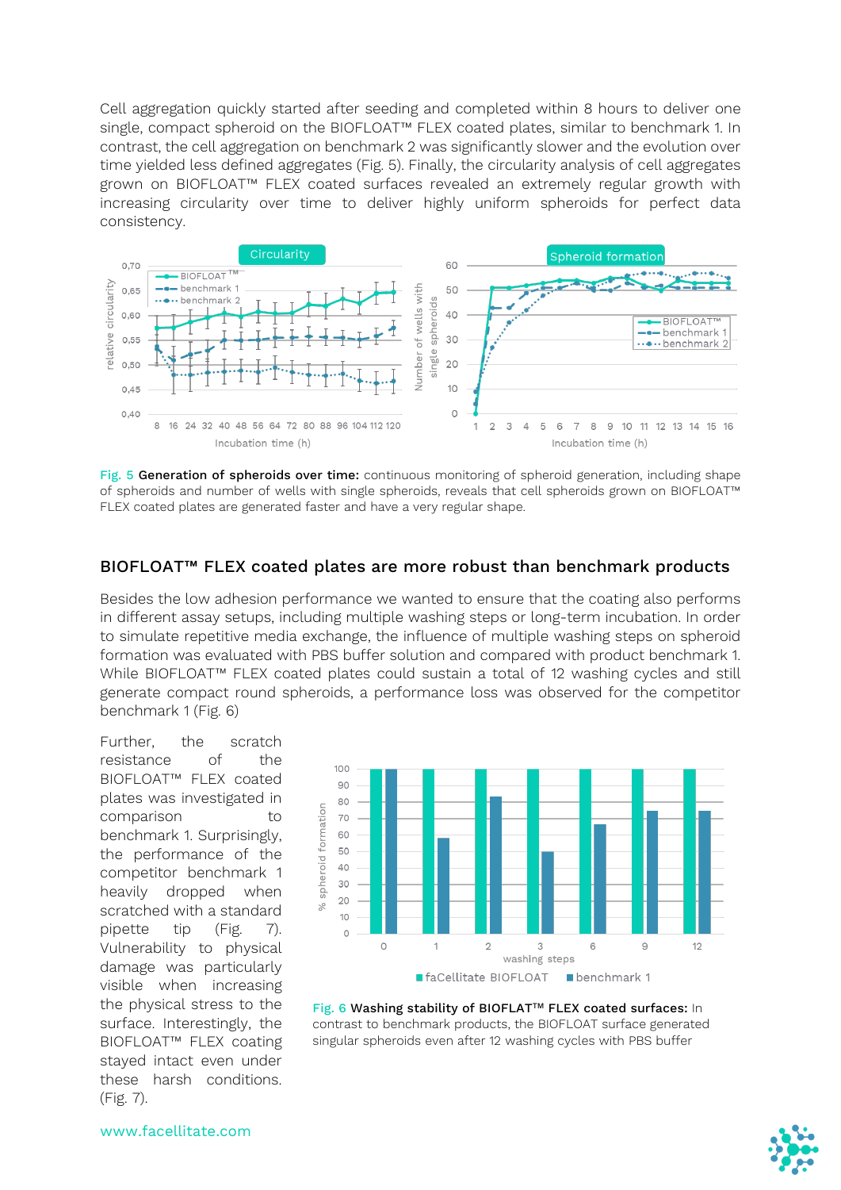Cell aggregation quickly started after seeding and completed within 8 hours to deliver one single, compact spheroid on the BIOFLOAT™ FLEX coated plates, similar to benchmark 1. In contrast, the cell aggregation on benchmark 2 was significantly slower and the evolution over time yielded less defined aggregates (Fig. 5). Finally, the circularity analysis of cell aggregates grown on BIOFLOAT™ FLEX coated surfaces revealed an extremely regular growth with increasing circularity over time to deliver highly uniform spheroids for perfect data consistency.

Circularity

relative circularity

0,70
0,65
0,60
0,55
0,50
0,45
0,40

8 16 24 32 40 48 56 64 72 80 88 96 104 112 120

Incubation time (h)

BIOFLOAT™
benchmark 1
benchmark 2

Spheroid formation

Number of wells with single spheroids

60
50
40
30
20
10
0

1 2 3 4 5 6 7 8 9 10 11 12 13 14 15 16

Incubation time (h)

BIOFLOAT™
benchmark 1
benchmark 2

Fig. 5 **Generation of spheroids over time:** continuous monitoring of spheroid generation, including shape of spheroids and number of wells with single spheroids, reveals that cell spheroids grown on BIOFLOAT™ FLEX coated plates are generated faster and have a very regular shape.

## BIOFLOAT™ FLEX coated plates are more robust than benchmark products

Besides the low adhesion performance we wanted to ensure that the coating also performs in different assay setups, including multiple washing steps or long-term incubation. In order to simulate repetitive media exchange, the influence of multiple washing steps on spheroid formation was evaluated with PBS buffer solution and compared with product benchmark 1. While BIOFLOAT™ FLEX coated plates could sustain a total of 12 washing cycles and still generate compact round spheroids, a performance loss was observed for the competitor benchmark 1 (Fig. 6)

Further, the scratch resistance of the BIOFLOAT™ FLEX coated plates was investigated in comparison to benchmark 1. Surprisingly, the performance of the competitor benchmark 1 heavily dropped when scratched with a standard pipette tip (Fig. 7). Vulnerability to physical damage was particularly visible when increasing the physical stress to the surface. Interestingly, the BIOFLOAT™ FLEX coating stayed intact even under these harsh conditions. (Fig. 7).

% spheroid formation

100
90
80
70
60
50
40
30
20
10
0

0 1 2 3 6 9 12

washing steps

faCellitate BIOFLOAT
benchmark 1

Fig. 6 **Washing stability of BIOFLAT™ FLEX coated surfaces:** In contrast to benchmark products, the BIOFLOAT surface generated singular spheroids even after 12 washing cycles with PBS buffer

www.facellitate.com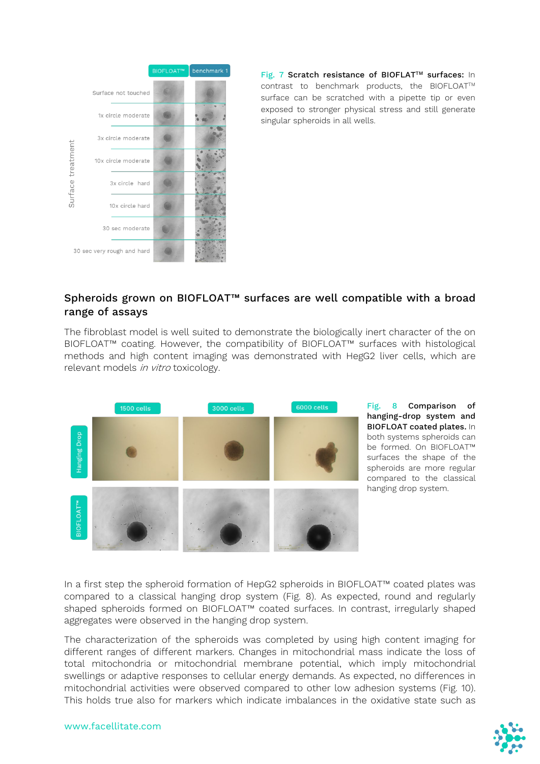BIOFLOAT™ | benchmark 1

Surface treatment

Surface not touched

1x circle moderate

3x circle moderate

10x circle moderate

3x circle hard

10x circle hard

30 sec moderate

30 sec very rough and hard

Fig. 7 **Scratch resistance of BIOFLAT™ surfaces:** In contrast to benchmark products, the BIOFLOAT™ surface can be scratched with a pipette tip or even exposed to stronger physical stress and still generate singular spheroids in all wells.

## Spheroids grown on BIOFLOAT™ surfaces are well compatible with a broad range of assays

The fibroblast model is well suited to demonstrate the biologically inert character of the on BIOFLOAT™ coating. However, the compatibility of BIOFLOAT™ surfaces with histological methods and high content imaging was demonstrated with HegG2 liver cells, which are relevant models *in vitro* toxicology.

1500 cells

3000 cells

6000 cells

Hanging Drop

BIOFLOAT™

Fig. 8 **Comparison of hanging-drop system and BIOFLOAT coated plates.** In both systems spheroids can be formed. On BIOFLOAT™ surfaces the shape of the spheroids are more regular compared to the classical hanging drop system.

In a first step the spheroid formation of HepG2 spheroids in BIOFLOAT™ coated plates was compared to a classical hanging drop system (Fig. 8). As expected, round and regularly shaped spheroids formed on BIOFLOAT™ coated surfaces. In contrast, irregularly shaped aggregates were observed in the hanging drop system.

The characterization of the spheroids was completed by using high content imaging for different ranges of different markers. Changes in mitochondrial mass indicate the loss of total mitochondria or mitochondrial membrane potential, which imply mitochondrial swellings or adaptive responses to cellular energy demands. As expected, no differences in mitochondrial activities were observed compared to other low adhesion systems (Fig. 10). This holds true also for markers which indicate imbalances in the oxidative state such as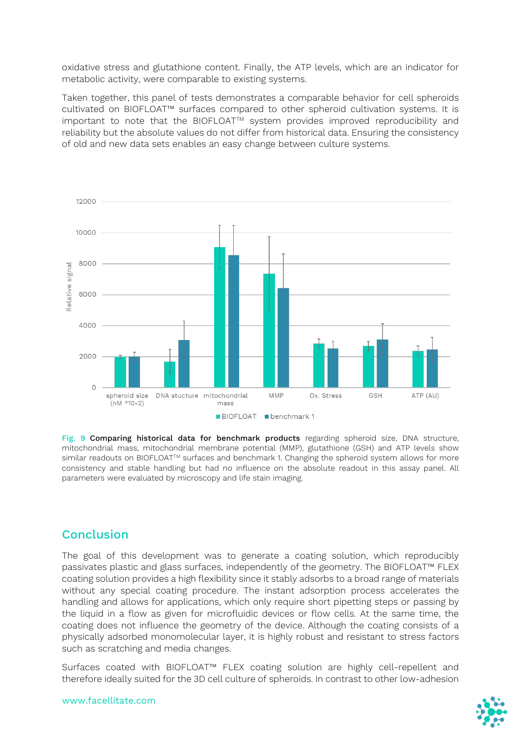oxidative stress and glutathione content. Finally, the ATP levels, which are an indicator for metabolic activity, were comparable to existing systems.

Taken together, this panel of tests demonstrates a comparable behavior for cell spheroids cultivated on BIOFLOAT™ surfaces compared to other spheroid cultivation systems. It is important to note that the BIOFLOAT™ system provides improved reproducibility and reliability but the absolute values do not differ from historical data. Ensuring the consistency of old and new data sets enables an easy change between culture systems.

12000
10000
8000
6000
4000
2000
0

Relative signal

spheroid size (nM *10-2)
DNA stucture
mitochondrial mass
MMP
Ox. Stress
GSH
ATP (AU)

BIOFLOAT
benchmark 1

Fig. 9 **Comparing historical data for benchmark products** regarding spheroid size, DNA structure, mitochondrial mass, mitochondrial membrane potential (MMP), glutathione (GSH) and ATP levels show similar readouts on BIOFLOAT™ surfaces and benchmark 1. Changing the spheroid system allows for more consistency and stable handling but had no influence on the absolute readout in this assay panel. All parameters were evaluated by microscopy and life stain imaging.

## Conclusion

The goal of this development was to generate a coating solution, which reproducibly passivates plastic and glass surfaces, independently of the geometry. The BIOFLOAT™ FLEX coating solution provides a high flexibility since it stably adsorbs to a broad range of materials without any special coating procedure. The instant adsorption process accelerates the handling and allows for applications, which only require short pipetting steps or passing by the liquid in a flow as given for microfluidic devices or flow cells. At the same time, the coating does not influence the geometry of the device. Although the coating consists of a physically adsorbed monomolecular layer, it is highly robust and resistant to stress factors such as scratching and media changes.

Surfaces coated with BIOFLOAT™ FLEX coating solution are highly cell-repellent and therefore ideally suited for the 3D cell culture of spheroids. In contrast to other low-adhesion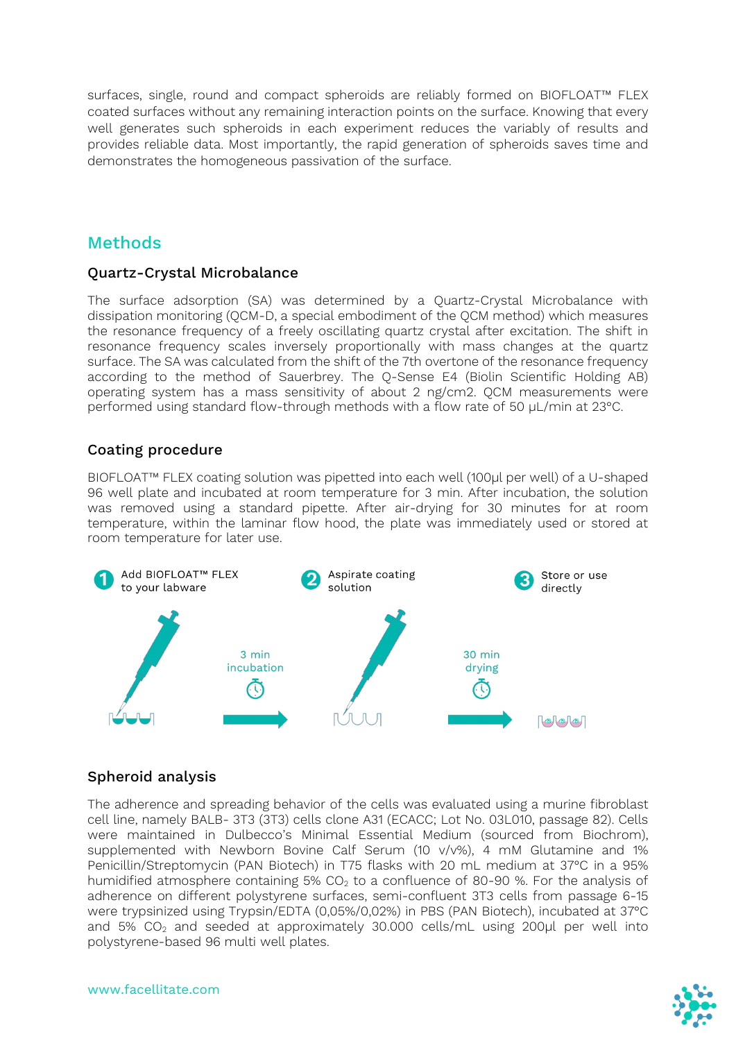surfaces, single, round and compact spheroids are reliably formed on BIOFLOAT™ FLEX coated surfaces without any remaining interaction points on the surface. Knowing that every well generates such spheroids in each experiment reduces the variably of results and provides reliable data. Most importantly, the rapid generation of spheroids saves time and demonstrates the homogeneous passivation of the surface.

## Methods

### Quartz-Crystal Microbalance

The surface adsorption (SA) was determined by a Quartz-Crystal Microbalance with dissipation monitoring (QCM-D, a special embodiment of the QCM method) which measures the resonance frequency of a freely oscillating quartz crystal after excitation. The shift in resonance frequency scales inversely proportionally with mass changes at the quartz surface. The SA was calculated from the shift of the 7th overtone of the resonance frequency according to the method of Sauerbrey. The Q-Sense E4 (Biolin Scientific Holding AB) operating system has a mass sensitivity of about 2 ng/cm2. QCM measurements were performed using standard flow-through methods with a flow rate of 50 µL/min at 23°C.

### Coating procedure

BIOFLOAT™ FLEX coating solution was pipetted into each well (100µl per well) of a U-shaped 96 well plate and incubated at room temperature for 3 min. After incubation, the solution was removed using a standard pipette. After air-drying for 30 minutes for at room temperature, within the laminar flow hood, the plate was immediately used or stored at room temperature for later use.

1 Add BIOFLOAT™ FLEX to your labware

3 min incubation

2 Aspirate coating solution

30 min drying

3 Store or use directly

### Spheroid analysis

The adherence and spreading behavior of the cells was evaluated using a murine fibroblast cell line, namely BALB- 3T3 (3T3) cells clone A31 (ECACC; Lot No. 03L010, passage 82). Cells were maintained in Dulbecco's Minimal Essential Medium (sourced from Biochrom), supplemented with Newborn Bovine Calf Serum (10 v/v%), 4 mM Glutamine and 1% Penicillin/Streptomycin (PAN Biotech) in T75 flasks with 20 mL medium at 37°C in a 95% humidified atmosphere containing 5% $CO_2$ to a confluence of 80-90 %. For the analysis of adherence on different polystyrene surfaces, semi-confluent 3T3 cells from passage 6-15 were trypsinized using Trypsin/EDTA (0,05%/0,02%) in PBS (PAN Biotech), incubated at 37°C and 5% $CO_2$ and seeded at approximately 30.000 cells/mL using 200µl per well into polystyrene-based 96 multi well plates.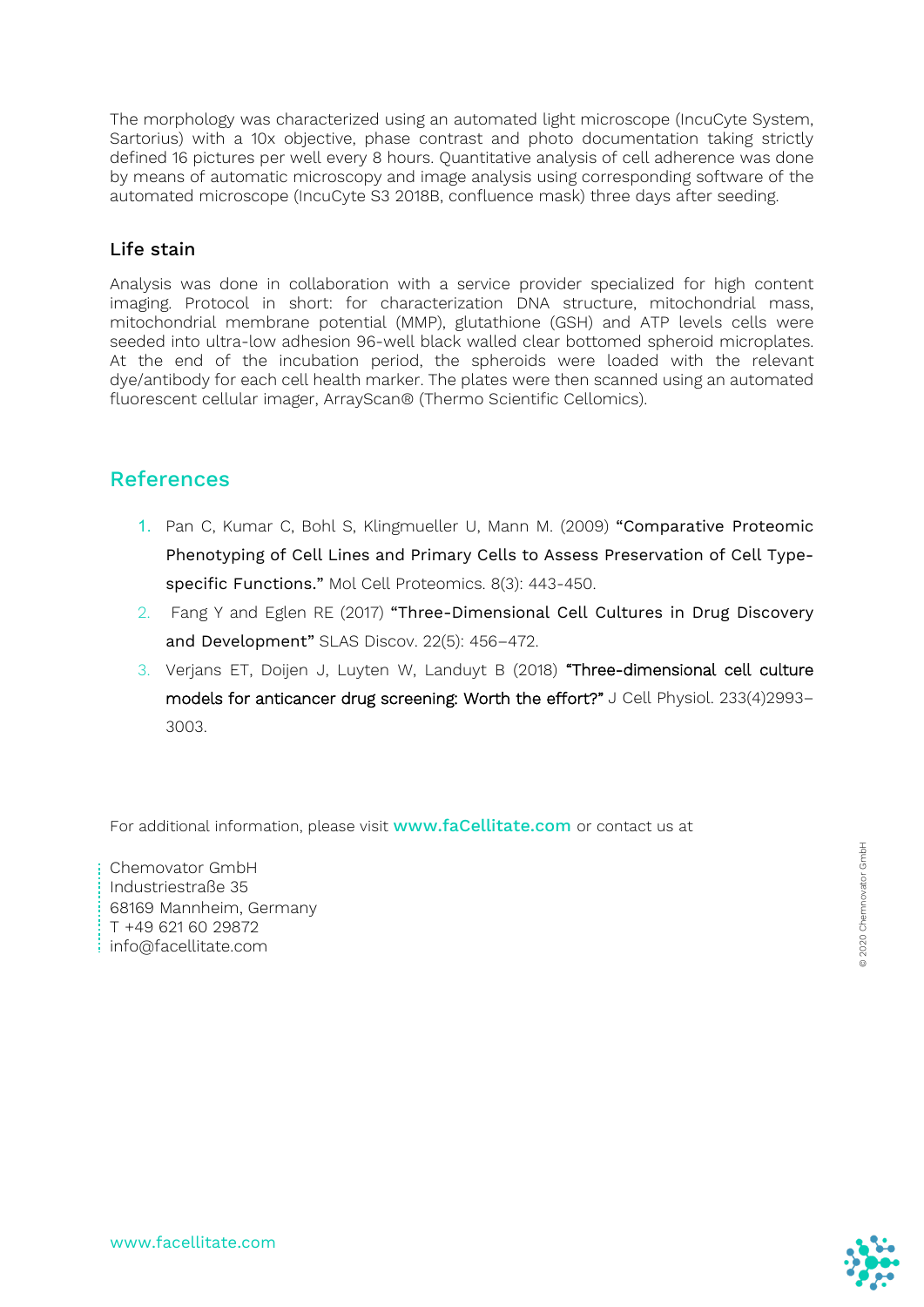The morphology was characterized using an automated light microscope (IncuCyte System, Sartorius) with a 10x objective, phase contrast and photo documentation taking strictly defined 16 pictures per well every 8 hours. Quantitative analysis of cell adherence was done by means of automatic microscopy and image analysis using corresponding software of the automated microscope (IncuCyte S3 2018B, confluence mask) three days after seeding.

### Life stain

Analysis was done in collaboration with a service provider specialized for high content imaging. Protocol in short: for characterization DNA structure, mitochondrial mass, mitochondrial membrane potential (MMP), glutathione (GSH) and ATP levels cells were seeded into ultra-low adhesion 96-well black walled clear bottomed spheroid microplates. At the end of the incubation period, the spheroids were loaded with the relevant dye/antibody for each cell health marker. The plates were then scanned using an automated fluorescent cellular imager, ArrayScan® (Thermo Scientific Cellomics).

## References

1. Pan C, Kumar C, Bohl S, Klingmueller U, Mann M. (2009) **"Comparative Proteomic Phenotyping of Cell Lines and Primary Cells to Assess Preservation of Cell Type-specific Functions."** Mol Cell Proteomics. 8(3): 443-450.
2. Fang Y and Eglen RE (2017) **"Three-Dimensional Cell Cultures in Drug Discovery and Development"** SLAS Discov. 22(5): 456–472.
3. Verjans ET, Doijen J, Luyten W, Landuyt B (2018) **"Three-dimensional cell culture models for anticancer drug screening: Worth the effort?"** J Cell Physiol. 233(4)2993–3003.

For additional information, please visit **www.faCellitate.com** or contact us at

Chemovator GmbH
Industriestraße 35
68169 Mannheim, Germany
T +49 621 60 29872
info@facellitate.com

© 2020 Chemnovator GmbH